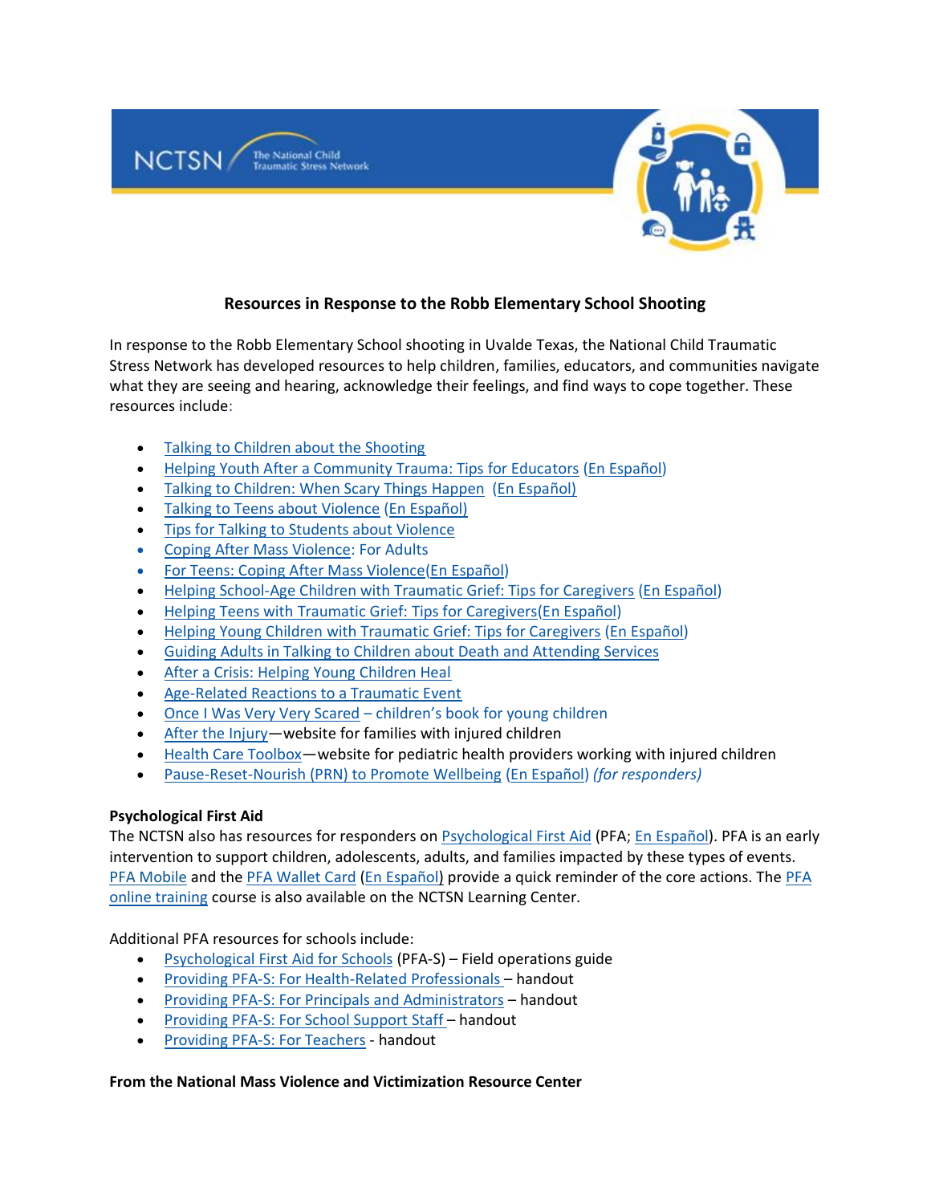NCTSN The National Child Traumatic Stress Network

## Resources in Response to the Robb Elementary School Shooting

In response to the Robb Elementary School shooting in Uvalde Texas, the National Child Traumatic Stress Network has developed resources to help children, families, educators, and communities navigate what they are seeing and hearing, acknowledge their feelings, and find ways to cope together. These resources include:

- Talking to Children about the Shooting
- Helping Youth After a Community Trauma: Tips for Educators (En Español)
- Talking to Children: When Scary Things Happen (En Español)
- Talking to Teens about Violence (En Español)
- Tips for Talking to Students about Violence
- Coping After Mass Violence: For Adults
- For Teens: Coping After Mass Violence(En Español)
- Helping School-Age Children with Traumatic Grief: Tips for Caregivers (En Español)
- Helping Teens with Traumatic Grief: Tips for Caregivers(En Español)
- Helping Young Children with Traumatic Grief: Tips for Caregivers (En Español)
- Guiding Adults in Talking to Children about Death and Attending Services
- After a Crisis: Helping Young Children Heal
- Age-Related Reactions to a Traumatic Event
- Once I Was Very Very Scared – children's book for young children
- After the Injury—website for families with injured children
- Health Care Toolbox—website for pediatric health providers working with injured children
- Pause-Reset-Nourish (PRN) to Promote Wellbeing (En Español) *(for responders)*

**Psychological First Aid**

The NCTSN also has resources for responders on Psychological First Aid (PFA; En Español). PFA is an early intervention to support children, adolescents, adults, and families impacted by these types of events. PFA Mobile and the PFA Wallet Card (En Español) provide a quick reminder of the core actions. The PFA online training course is also available on the NCTSN Learning Center.

Additional PFA resources for schools include:

- Psychological First Aid for Schools (PFA-S) – Field operations guide
- Providing PFA-S: For Health-Related Professionals – handout
- Providing PFA-S: For Principals and Administrators – handout
- Providing PFA-S: For School Support Staff – handout
- Providing PFA-S: For Teachers - handout

**From the National Mass Violence and Victimization Resource Center**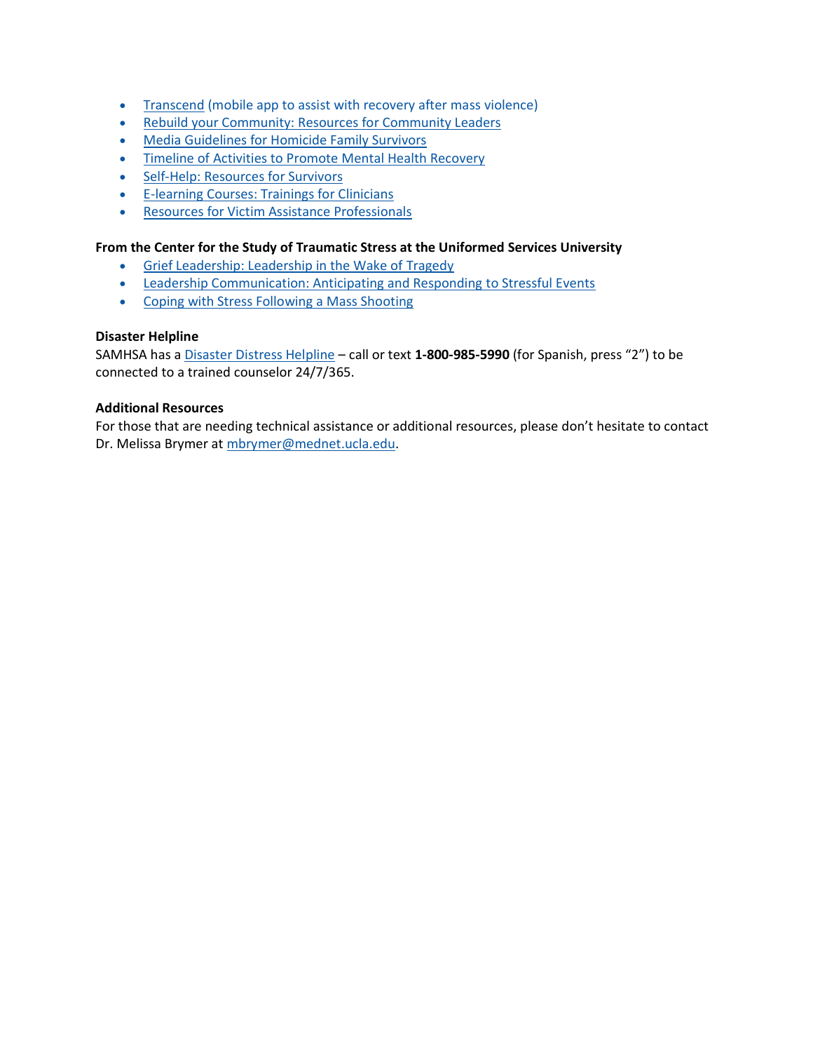- Transcend (mobile app to assist with recovery after mass violence)
- Rebuild your Community: Resources for Community Leaders
- Media Guidelines for Homicide Family Survivors
- Timeline of Activities to Promote Mental Health Recovery
- Self-Help: Resources for Survivors
- E-learning Courses: Trainings for Clinicians
- Resources for Victim Assistance Professionals

**From the Center for the Study of Traumatic Stress at the Uniformed Services University**

- Grief Leadership: Leadership in the Wake of Tragedy
- Leadership Communication: Anticipating and Responding to Stressful Events
- Coping with Stress Following a Mass Shooting

**Disaster Helpline**

SAMHSA has a Disaster Distress Helpline – call or text **1-800-985-5990** (for Spanish, press "2") to be connected to a trained counselor 24/7/365.

**Additional Resources**

For those that are needing technical assistance or additional resources, please don't hesitate to contact Dr. Melissa Brymer at mbrymer@mednet.ucla.edu.